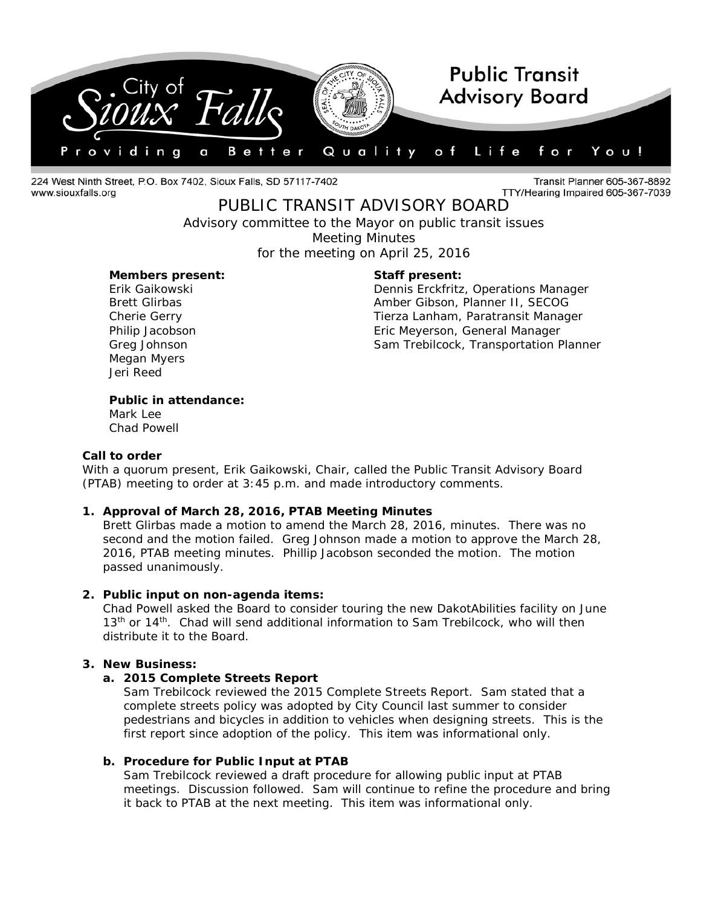224 West Ninth Street, P.O. Box 7402, Sioux Falls, SD 57117-7402
www.siouxfalls.org

Transit Planner 605-367-8892
TTY/Hearing Impaired 605-367-7039

# PUBLIC TRANSIT ADVISORY BOARD

Advisory committee to the Mayor on public transit issues
Meeting Minutes
for the meeting on April 25, 2016

**Members present:**
Erik Gaikowski
Brett Glirbas
Cherie Gerry
Philip Jacobson
Greg Johnson
Megan Myers
Jeri Reed

**Staff present:**
Dennis Erckfritz, Operations Manager
Amber Gibson, Planner II, SECOG
Tierza Lanham, Paratransit Manager
Eric Meyerson, General Manager
Sam Trebilcock, Transportation Planner

**Public in attendance:**
Mark Lee
Chad Powell

**Call to order**
With a quorum present, Erik Gaikowski, Chair, called the Public Transit Advisory Board (PTAB) meeting to order at 3:45 p.m. and made introductory comments.

1. **Approval of March 28, 2016, PTAB Meeting Minutes**
   Brett Glirbas made a motion to amend the March 28, 2016, minutes. There was no second and the motion failed. Greg Johnson made a motion to approve the March 28, 2016, PTAB meeting minutes. Phillip Jacobson seconded the motion. The motion passed unanimously.

2. **Public input on non-agenda items:**
   Chad Powell asked the Board to consider touring the new DakotAbilities facility on June 13th or 14th. Chad will send additional information to Sam Trebilcock, who will then distribute it to the Board.

3. **New Business:**
   a. **2015 Complete Streets Report**
      Sam Trebilcock reviewed the 2015 Complete Streets Report. Sam stated that a complete streets policy was adopted by City Council last summer to consider pedestrians and bicycles in addition to vehicles when designing streets. This is the first report since adoption of the policy. This item was informational only.

   b. **Procedure for Public Input at PTAB**
      Sam Trebilcock reviewed a draft procedure for allowing public input at PTAB meetings. Discussion followed. Sam will continue to refine the procedure and bring it back to PTAB at the next meeting. This item was informational only.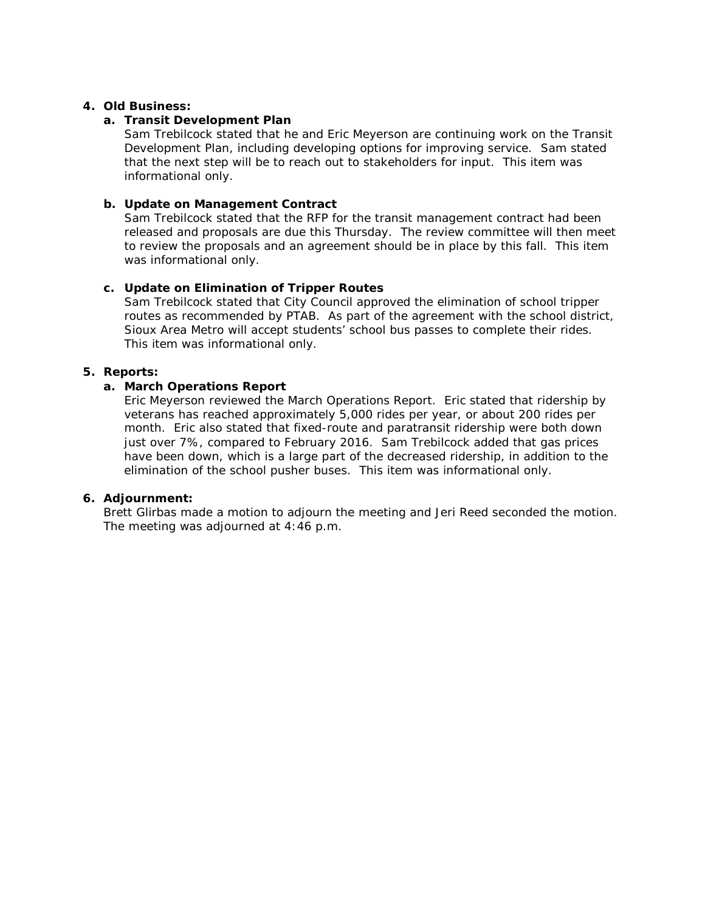4. **Old Business:**
   a. **Transit Development Plan**
      Sam Trebilcock stated that he and Eric Meyerson are continuing work on the Transit Development Plan, including developing options for improving service. Sam stated that the next step will be to reach out to stakeholders for input. This item was informational only.

   b. **Update on Management Contract**
      Sam Trebilcock stated that the RFP for the transit management contract had been released and proposals are due this Thursday. The review committee will then meet to review the proposals and an agreement should be in place by this fall. This item was informational only.

   c. **Update on Elimination of Tripper Routes**
      Sam Trebilcock stated that City Council approved the elimination of school tripper routes as recommended by PTAB. As part of the agreement with the school district, Sioux Area Metro will accept students' school bus passes to complete their rides. This item was informational only.

5. **Reports:**
   a. **March Operations Report**
      Eric Meyerson reviewed the March Operations Report. Eric stated that ridership by veterans has reached approximately 5,000 rides per year, or about 200 rides per month. Eric also stated that fixed-route and paratransit ridership were both down just over 7%, compared to February 2016. Sam Trebilcock added that gas prices have been down, which is a large part of the decreased ridership, in addition to the elimination of the school pusher buses. This item was informational only.

6. **Adjournment:**
   Brett Glirbas made a motion to adjourn the meeting and Jeri Reed seconded the motion. The meeting was adjourned at 4:46 p.m.